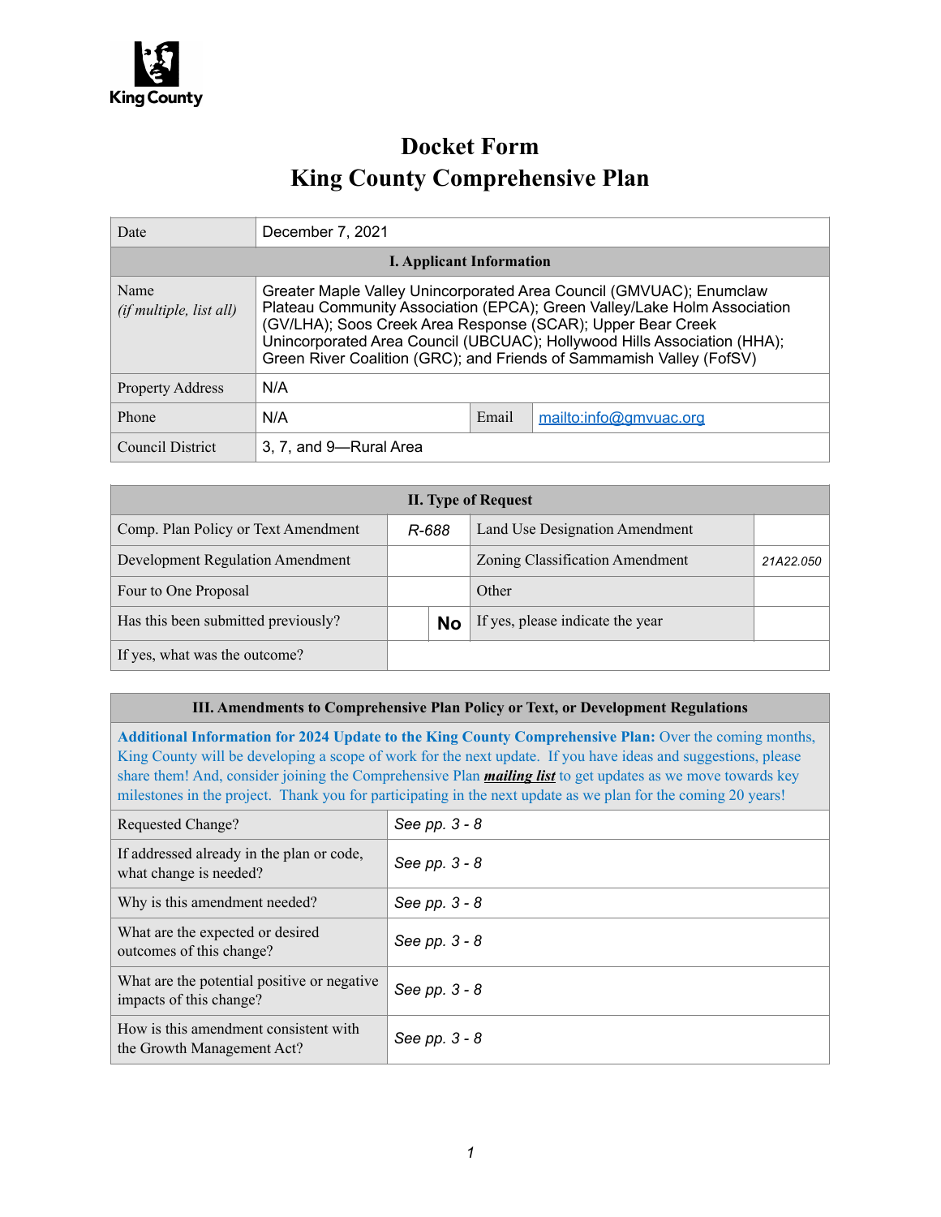King County

# Docket Form
# King County Comprehensive Plan

| Date | December 7, 2021 | | |
|---|---|---|---|
| **I. Applicant Information** | | | |
| Name *(if multiple, list all)* | Greater Maple Valley Unincorporated Area Council (GMVUAC); Enumclaw Plateau Community Association (EPCA); Green Valley/Lake Holm Association (GV/LHA); Soos Creek Area Response (SCAR); Upper Bear Creek Unincorporated Area Council (UBCUAC); Hollywood Hills Association (HHA); Green River Coalition (GRC); and Friends of Sammamish Valley (FofSV) | | |
| Property Address | N/A | | |
| Phone | N/A | Email | mailto:info@gmvuac.org |
| Council District | 3, 7, and 9—Rural Area | | |

| **II. Type of Request** | | | | |
|---|---|---|---|---|
| Comp. Plan Policy or Text Amendment | *R-688* | | Land Use Designation Amendment | |
| Development Regulation Amendment | | | Zoning Classification Amendment | *21A22.050* |
| Four to One Proposal | | | Other | |
| Has this been submitted previously? | | **No** | If yes, please indicate the year | |
| If yes, what was the outcome? | | | | |

| **III. Amendments to Comprehensive Plan Policy or Text, or Development Regulations** | |
|---|---|
| **Additional Information for 2024 Update to the King County Comprehensive Plan:** Over the coming months, King County will be developing a scope of work for the next update. If you have ideas and suggestions, please share them! And, consider joining the Comprehensive Plan ***mailing list*** to get updates as we move towards key milestones in the project. Thank you for participating in the next update as we plan for the coming 20 years! | |
| Requested Change? | *See pp. 3 - 8* |
| If addressed already in the plan or code, what change is needed? | *See pp. 3 - 8* |
| Why is this amendment needed? | *See pp. 3 - 8* |
| What are the expected or desired outcomes of this change? | *See pp. 3 - 8* |
| What are the potential positive or negative impacts of this change? | *See pp. 3 - 8* |
| How is this amendment consistent with the Growth Management Act? | *See pp. 3 - 8* |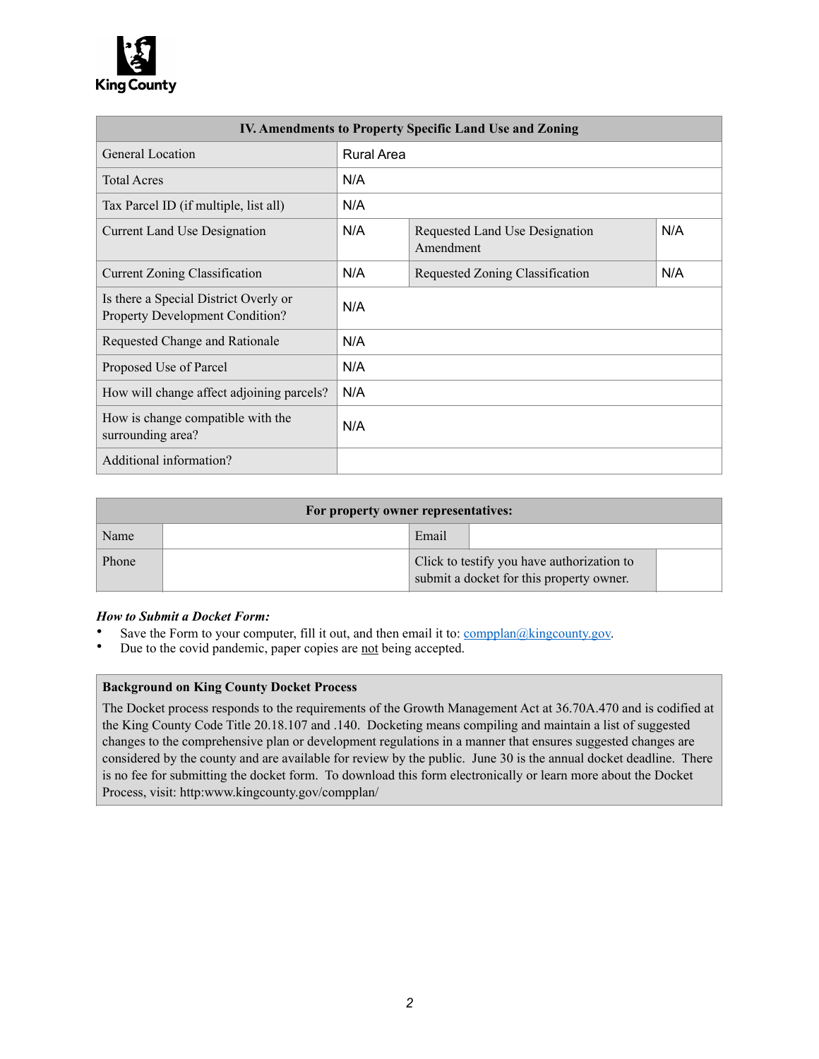| IV. Amendments to Property Specific Land Use and Zoning | | | |
|---|---|---|---|
| General Location | Rural Area | | |
| Total Acres | N/A | | |
| Tax Parcel ID (if multiple, list all) | N/A | | |
| Current Land Use Designation | N/A | Requested Land Use Designation Amendment | N/A |
| Current Zoning Classification | N/A | Requested Zoning Classification | N/A |
| Is there a Special District Overly or Property Development Condition? | N/A | | |
| Requested Change and Rationale | N/A | | |
| Proposed Use of Parcel | N/A | | |
| How will change affect adjoining parcels? | N/A | | |
| How is change compatible with the surrounding area? | N/A | | |
| Additional information? | | | |

| For property owner representatives: | | | |
|---|---|---|---|
| Name | | Email | |
| Phone | | Click to testify you have authorization to submit a docket for this property owner. | |

***How to Submit a Docket Form:***

- Save the Form to your computer, fill it out, and then email it to: compplan@kingcounty.gov.
- Due to the covid pandemic, paper copies are not being accepted.

**Background on King County Docket Process**

The Docket process responds to the requirements of the Growth Management Act at 36.70A.470 and is codified at the King County Code Title 20.18.107 and .140. Docketing means compiling and maintain a list of suggested changes to the comprehensive plan or development regulations in a manner that ensures suggested changes are considered by the county and are available for review by the public. June 30 is the annual docket deadline. There is no fee for submitting the docket form. To download this form electronically or learn more about the Docket Process, visit: http:www.kingcounty.gov/compplan/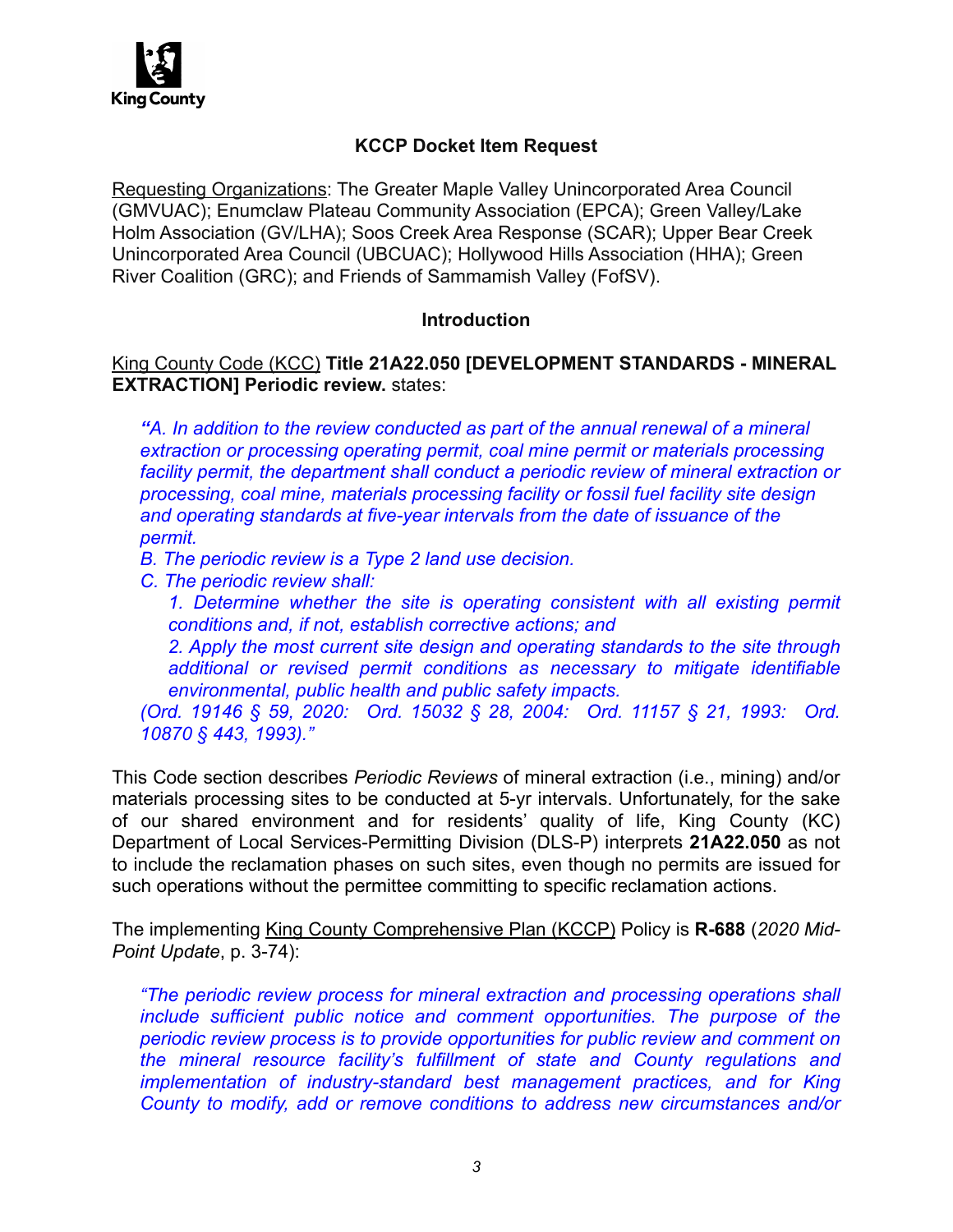## KCCP Docket Item Request

Requesting Organizations: The Greater Maple Valley Unincorporated Area Council (GMVUAC); Enumclaw Plateau Community Association (EPCA); Green Valley/Lake Holm Association (GV/LHA); Soos Creek Area Response (SCAR); Upper Bear Creek Unincorporated Area Council (UBCUAC); Hollywood Hills Association (HHA); Green River Coalition (GRC); and Friends of Sammamish Valley (FofSV).

### Introduction

King County Code (KCC) **Title 21A22.050 [DEVELOPMENT STANDARDS - MINERAL EXTRACTION] Periodic review.** states:

> *"A. In addition to the review conducted as part of the annual renewal of a mineral extraction or processing operating permit, coal mine permit or materials processing facility permit, the department shall conduct a periodic review of mineral extraction or processing, coal mine, materials processing facility or fossil fuel facility site design and operating standards at five-year intervals from the date of issuance of the permit.*
>
> *B. The periodic review is a Type 2 land use decision.*
>
> *C. The periodic review shall:*
>
> *1. Determine whether the site is operating consistent with all existing permit conditions and, if not, establish corrective actions; and*
>
> *2. Apply the most current site design and operating standards to the site through additional or revised permit conditions as necessary to mitigate identifiable environmental, public health and public safety impacts.*
>
> *(Ord. 19146 § 59, 2020: Ord. 15032 § 28, 2004: Ord. 11157 § 21, 1993: Ord. 10870 § 443, 1993)."*

This Code section describes *Periodic Reviews* of mineral extraction (i.e., mining) and/or materials processing sites to be conducted at 5-yr intervals. Unfortunately, for the sake of our shared environment and for residents' quality of life, King County (KC) Department of Local Services-Permitting Division (DLS-P) interprets **21A22.050** as not to include the reclamation phases on such sites, even though no permits are issued for such operations without the permittee committing to specific reclamation actions.

The implementing King County Comprehensive Plan (KCCP) Policy is **R-688** (*2020 Mid-Point Update*, p. 3-74):

> *"The periodic review process for mineral extraction and processing operations shall include sufficient public notice and comment opportunities. The purpose of the periodic review process is to provide opportunities for public review and comment on the mineral resource facility's fulfillment of state and County regulations and implementation of industry-standard best management practices, and for King County to modify, add or remove conditions to address new circumstances and/or*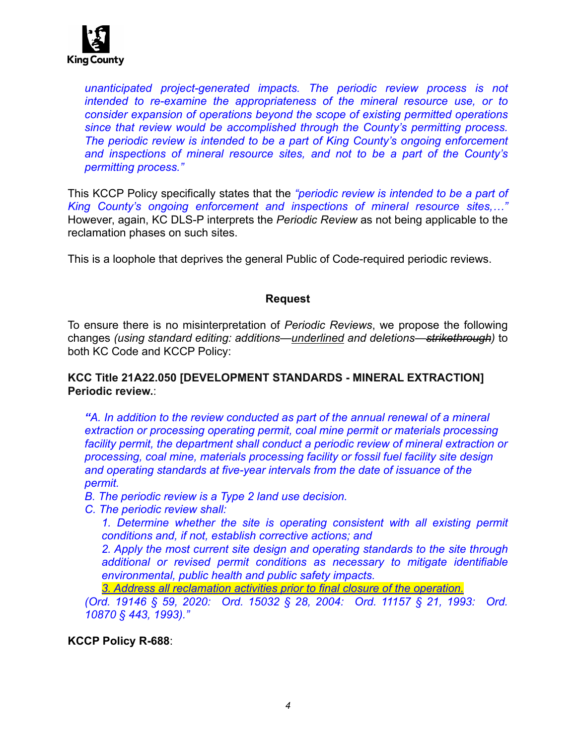*unanticipated project-generated impacts. The periodic review process is not intended to re-examine the appropriateness of the mineral resource use, or to consider expansion of operations beyond the scope of existing permitted operations since that review would be accomplished through the County's permitting process. The periodic review is intended to be a part of King County's ongoing enforcement and inspections of mineral resource sites, and not to be a part of the County's permitting process."*

This KCCP Policy specifically states that the *"periodic review is intended to be a part of King County's ongoing enforcement and inspections of mineral resource sites,…"* However, again, KC DLS-P interprets the *Periodic Review* as not being applicable to the reclamation phases on such sites.

This is a loophole that deprives the general Public of Code-required periodic reviews.

**Request**

To ensure there is no misinterpretation of *Periodic Reviews*, we propose the following changes *(using standard editing: additions—<u>underlined</u> and deletions—~~strikethrough~~)* to both KC Code and KCCP Policy:

**KCC Title 21A22.050 [DEVELOPMENT STANDARDS - MINERAL EXTRACTION] Periodic review.**:

> ***"****A. In addition to the review conducted as part of the annual renewal of a mineral extraction or processing operating permit, coal mine permit or materials processing facility permit, the department shall conduct a periodic review of mineral extraction or processing, coal mine, materials processing facility or fossil fuel facility site design and operating standards at five-year intervals from the date of issuance of the permit.*
>
> *B. The periodic review is a Type 2 land use decision.*
>
> *C. The periodic review shall:*
>
> > *1. Determine whether the site is operating consistent with all existing permit conditions and, if not, establish corrective actions; and*
> >
> > *2. Apply the most current site design and operating standards to the site through additional or revised permit conditions as necessary to mitigate identifiable environmental, public health and public safety impacts.*
> >
> > *<u>3. Address all reclamation activities prior to final closure of the operation.</u>*
>
> *(Ord. 19146 § 59, 2020: Ord. 15032 § 28, 2004: Ord. 11157 § 21, 1993: Ord. 10870 § 443, 1993)."*

**KCCP Policy R-688**: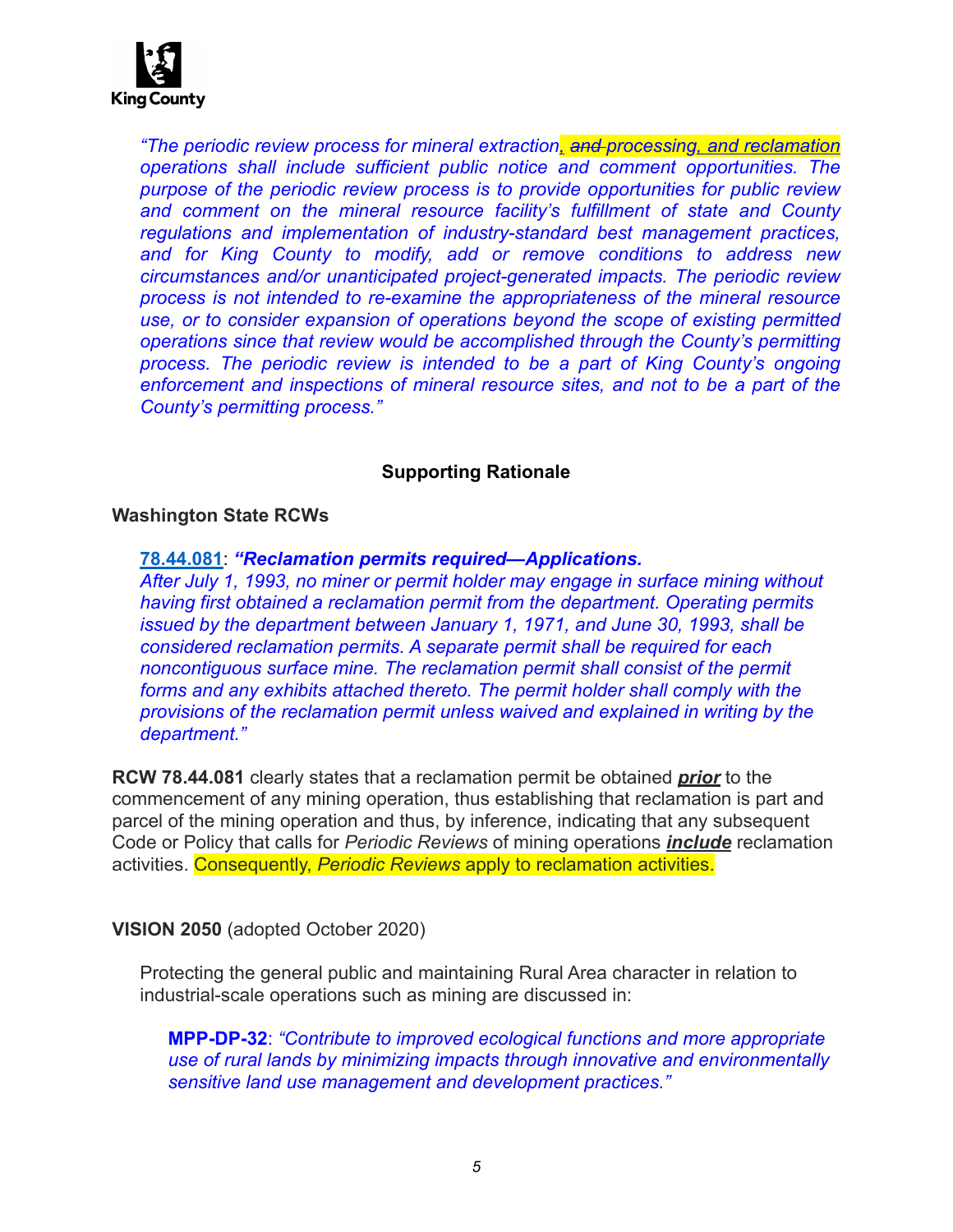*"The periodic review process for mineral extraction~~, and~~ processing, and reclamation operations shall include sufficient public notice and comment opportunities. The purpose of the periodic review process is to provide opportunities for public review and comment on the mineral resource facility's fulfillment of state and County regulations and implementation of industry-standard best management practices, and for King County to modify, add or remove conditions to address new circumstances and/or unanticipated project-generated impacts. The periodic review process is not intended to re-examine the appropriateness of the mineral resource use, or to consider expansion of operations beyond the scope of existing permitted operations since that review would be accomplished through the County's permitting process. The periodic review is intended to be a part of King County's ongoing enforcement and inspections of mineral resource sites, and not to be a part of the County's permitting process."*

## Supporting Rationale

### Washington State RCWs

**78.44.081**: ***"Reclamation permits required—Applications.***
*After July 1, 1993, no miner or permit holder may engage in surface mining without having first obtained a reclamation permit from the department. Operating permits issued by the department between January 1, 1971, and June 30, 1993, shall be considered reclamation permits. A separate permit shall be required for each noncontiguous surface mine. The reclamation permit shall consist of the permit forms and any exhibits attached thereto. The permit holder shall comply with the provisions of the reclamation permit unless waived and explained in writing by the department."*

**RCW 78.44.081** clearly states that a reclamation permit be obtained ***prior*** to the commencement of any mining operation, thus establishing that reclamation is part and parcel of the mining operation and thus, by inference, indicating that any subsequent Code or Policy that calls for *Periodic Reviews* of mining operations ***include*** reclamation activities. Consequently, *Periodic Reviews* apply to reclamation activities.

### VISION 2050 (adopted October 2020)

Protecting the general public and maintaining Rural Area character in relation to industrial-scale operations such as mining are discussed in:

**MPP-DP-32**: *"Contribute to improved ecological functions and more appropriate use of rural lands by minimizing impacts through innovative and environmentally sensitive land use management and development practices."*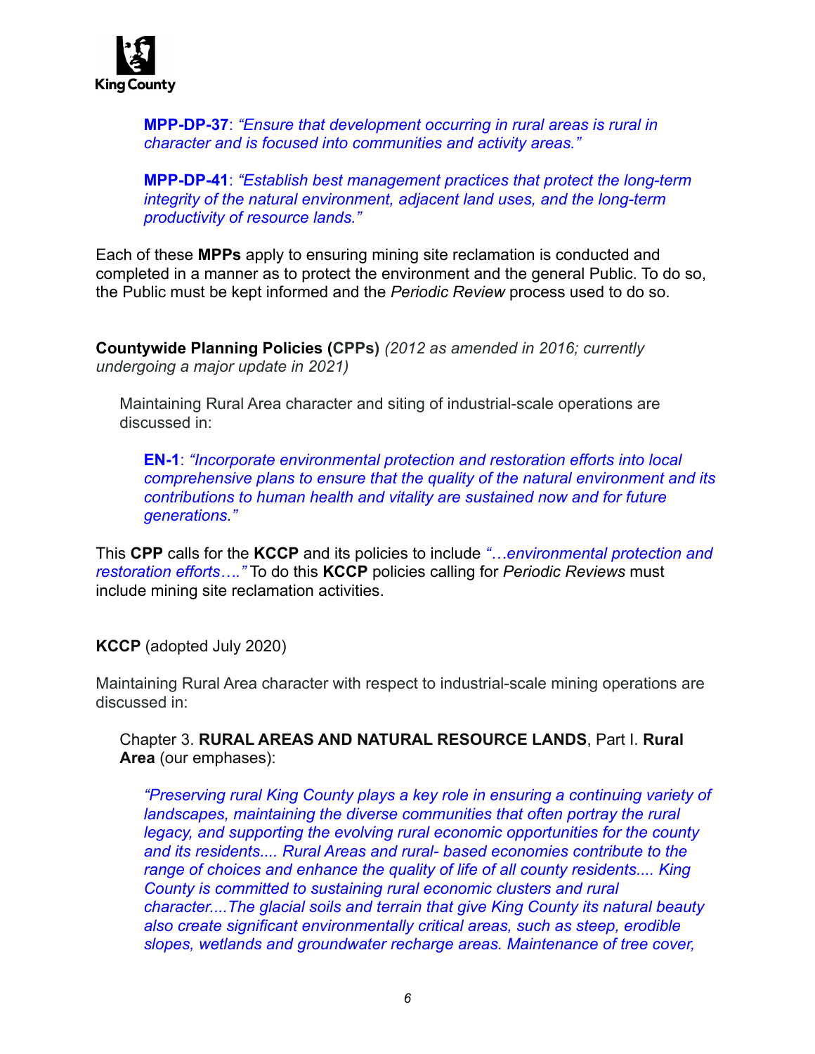**MPP-DP-37**: *"Ensure that development occurring in rural areas is rural in character and is focused into communities and activity areas."*

**MPP-DP-41**: *"Establish best management practices that protect the long-term integrity of the natural environment, adjacent land uses, and the long-term productivity of resource lands."*

Each of these **MPPs** apply to ensuring mining site reclamation is conducted and completed in a manner as to protect the environment and the general Public. To do so, the Public must be kept informed and the *Periodic Review* process used to do so.

**Countywide Planning Policies (CPPs)** *(2012 as amended in 2016; currently undergoing a major update in 2021)*

Maintaining Rural Area character and siting of industrial-scale operations are discussed in:

**EN-1**: *"Incorporate environmental protection and restoration efforts into local comprehensive plans to ensure that the quality of the natural environment and its contributions to human health and vitality are sustained now and for future generations."*

This **CPP** calls for the **KCCP** and its policies to include *"…environmental protection and restoration efforts…."* To do this **KCCP** policies calling for *Periodic Reviews* must include mining site reclamation activities.

**KCCP** (adopted July 2020)

Maintaining Rural Area character with respect to industrial-scale mining operations are discussed in:

Chapter 3. **RURAL AREAS AND NATURAL RESOURCE LANDS**, Part I. **Rural Area** (our emphases):

*"Preserving rural King County plays a key role in ensuring a continuing variety of landscapes, maintaining the diverse communities that often portray the rural legacy, and supporting the evolving rural economic opportunities for the county and its residents.... Rural Areas and rural- based economies contribute to the range of choices and enhance the quality of life of all county residents.... King County is committed to sustaining rural economic clusters and rural character....The glacial soils and terrain that give King County its natural beauty also create significant environmentally critical areas, such as steep, erodible slopes, wetlands and groundwater recharge areas. Maintenance of tree cover,*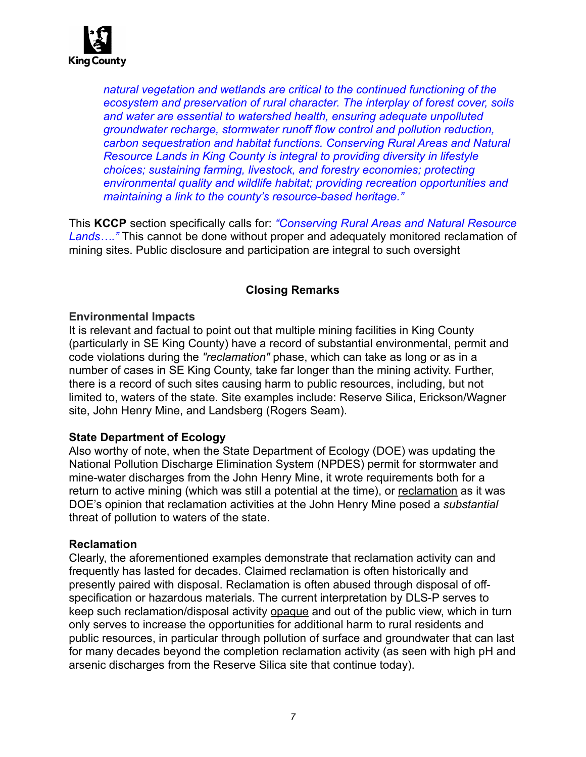*natural vegetation and wetlands are critical to the continued functioning of the ecosystem and preservation of rural character. The interplay of forest cover, soils and water are essential to watershed health, ensuring adequate unpolluted groundwater recharge, stormwater runoff flow control and pollution reduction, carbon sequestration and habitat functions. Conserving Rural Areas and Natural Resource Lands in King County is integral to providing diversity in lifestyle choices; sustaining farming, livestock, and forestry economies; protecting environmental quality and wildlife habitat; providing recreation opportunities and maintaining a link to the county's resource-based heritage."*

This **KCCP** section specifically calls for: *"Conserving Rural Areas and Natural Resource Lands…."* This cannot be done without proper and adequately monitored reclamation of mining sites. Public disclosure and participation are integral to such oversight

## Closing Remarks

**Environmental Impacts**
It is relevant and factual to point out that multiple mining facilities in King County (particularly in SE King County) have a record of substantial environmental, permit and code violations during the *"reclamation"* phase, which can take as long or as in a number of cases in SE King County, take far longer than the mining activity. Further, there is a record of such sites causing harm to public resources, including, but not limited to, waters of the state. Site examples include: Reserve Silica, Erickson/Wagner site, John Henry Mine, and Landsberg (Rogers Seam).

**State Department of Ecology**
Also worthy of note, when the State Department of Ecology (DOE) was updating the National Pollution Discharge Elimination System (NPDES) permit for stormwater and mine-water discharges from the John Henry Mine, it wrote requirements both for a return to active mining (which was still a potential at the time), or reclamation as it was DOE's opinion that reclamation activities at the John Henry Mine posed a *substantial* threat of pollution to waters of the state.

**Reclamation**
Clearly, the aforementioned examples demonstrate that reclamation activity can and frequently has lasted for decades. Claimed reclamation is often historically and presently paired with disposal. Reclamation is often abused through disposal of off-specification or hazardous materials. The current interpretation by DLS-P serves to keep such reclamation/disposal activity opaque and out of the public view, which in turn only serves to increase the opportunities for additional harm to rural residents and public resources, in particular through pollution of surface and groundwater that can last for many decades beyond the completion reclamation activity (as seen with high pH and arsenic discharges from the Reserve Silica site that continue today).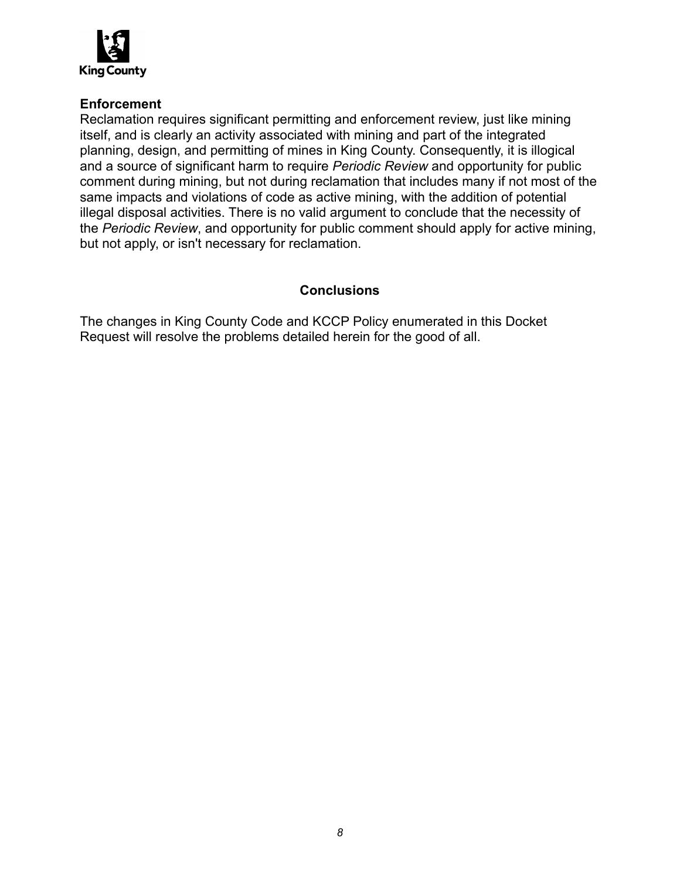### Enforcement

Reclamation requires significant permitting and enforcement review, just like mining itself, and is clearly an activity associated with mining and part of the integrated planning, design, and permitting of mines in King County. Consequently, it is illogical and a source of significant harm to require *Periodic Review* and opportunity for public comment during mining, but not during reclamation that includes many if not most of the same impacts and violations of code as active mining, with the addition of potential illegal disposal activities. There is no valid argument to conclude that the necessity of the *Periodic Review*, and opportunity for public comment should apply for active mining, but not apply, or isn't necessary for reclamation.

## Conclusions

The changes in King County Code and KCCP Policy enumerated in this Docket Request will resolve the problems detailed herein for the good of all.